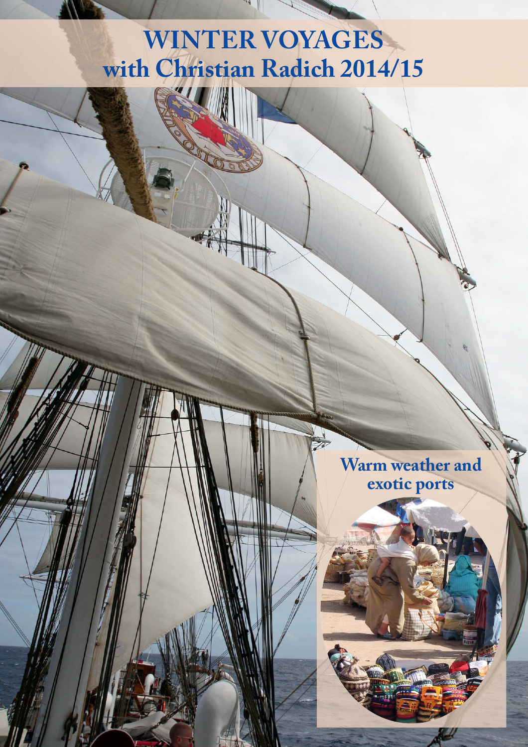# WINTER VOYAGES with Christian Radich 2014/15

## Warm weather and exotic ports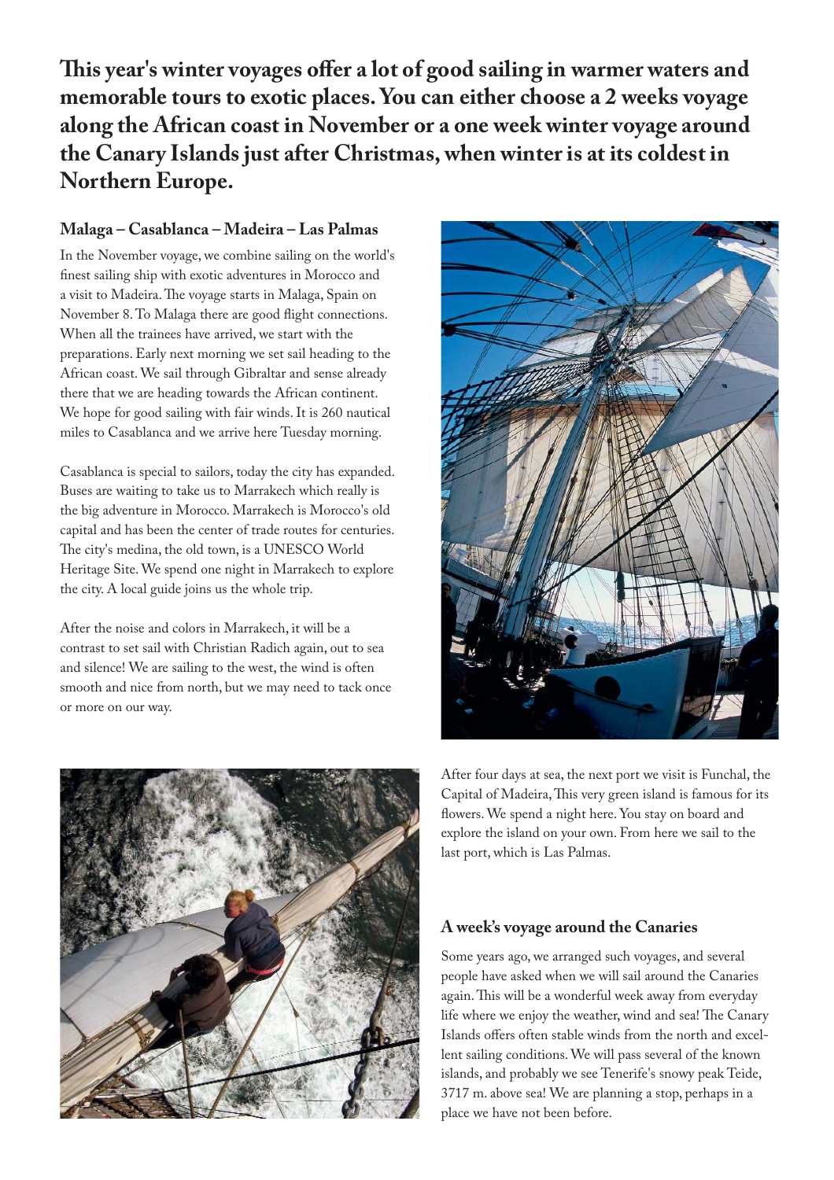**This year's winter voyages offer a lot of good sailing in warmer waters and memorable tours to exotic places. You can either choose a 2 weeks voyage along the African coast in November or a one week winter voyage around the Canary Islands just after Christmas, when winter is at its coldest in Northern Europe.**

### Malaga – Casablanca – Madeira – Las Palmas

In the November voyage, we combine sailing on the world's finest sailing ship with exotic adventures in Morocco and a visit to Madeira. The voyage starts in Malaga, Spain on November 8. To Malaga there are good flight connections. When all the trainees have arrived, we start with the preparations. Early next morning we set sail heading to the African coast. We sail through Gibraltar and sense already there that we are heading towards the African continent. We hope for good sailing with fair winds. It is 260 nautical miles to Casablanca and we arrive here Tuesday morning.

Casablanca is special to sailors, today the city has expanded. Buses are waiting to take us to Marrakech which really is the big adventure in Morocco. Marrakech is Morocco's old capital and has been the center of trade routes for centuries. The city's medina, the old town, is a UNESCO World Heritage Site. We spend one night in Marrakech to explore the city. A local guide joins us the whole trip.

After the noise and colors in Marrakech, it will be a contrast to set sail with Christian Radich again, out to sea and silence! We are sailing to the west, the wind is often smooth and nice from north, but we may need to tack once or more on our way.

After four days at sea, the next port we visit is Funchal, the Capital of Madeira, This very green island is famous for its flowers. We spend a night here. You stay on board and explore the island on your own. From here we sail to the last port, which is Las Palmas.

### A week's voyage around the Canaries

Some years ago, we arranged such voyages, and several people have asked when we will sail around the Canaries again. This will be a wonderful week away from everyday life where we enjoy the weather, wind and sea! The Canary Islands offers often stable winds from the north and excellent sailing conditions. We will pass several of the known islands, and probably we see Tenerife's snowy peak Teide, 3717 m. above sea! We are planning a stop, perhaps in a place we have not been before.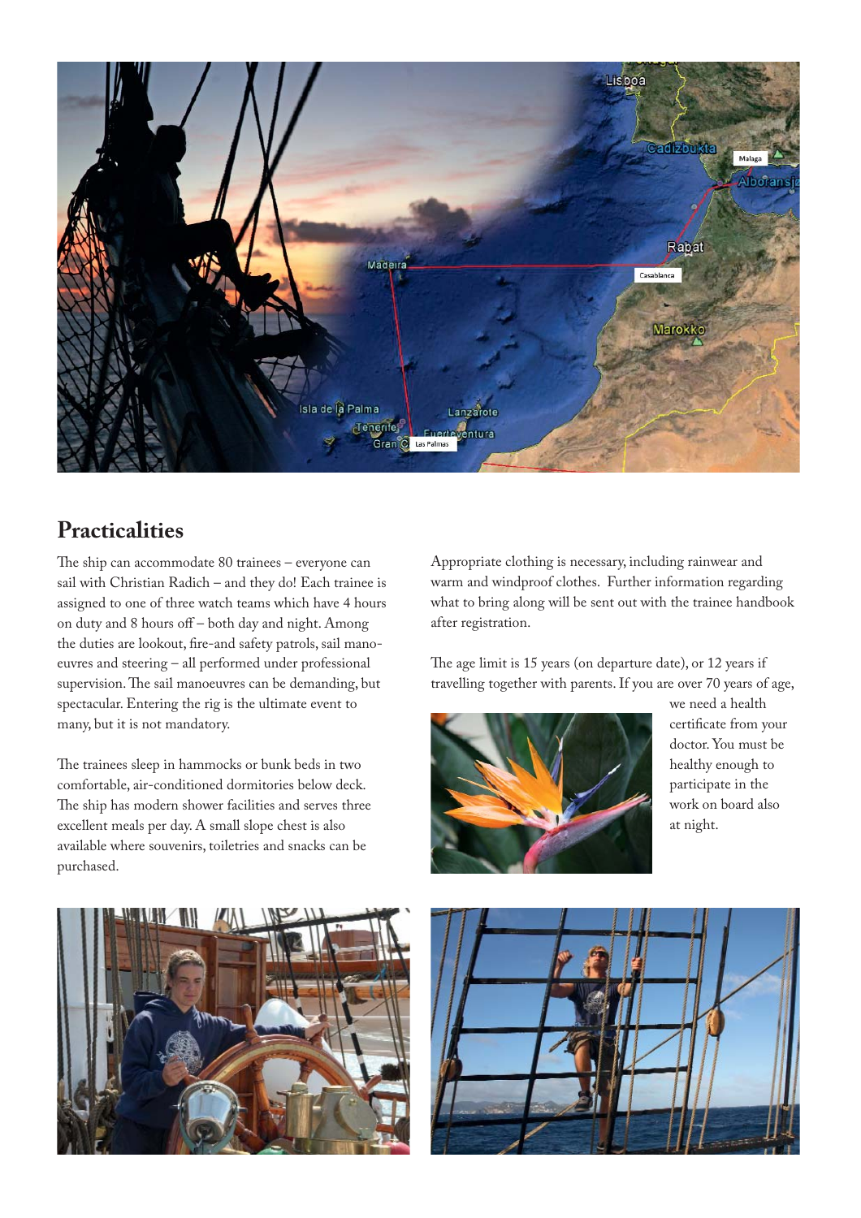## Practicalities

The ship can accommodate 80 trainees – everyone can sail with Christian Radich – and they do! Each trainee is assigned to one of three watch teams which have 4 hours on duty and 8 hours off – both day and night. Among the duties are lookout, fire-and safety patrols, sail manoeuvres and steering – all performed under professional supervision. The sail manoeuvres can be demanding, but spectacular. Entering the rig is the ultimate event to many, but it is not mandatory.

The trainees sleep in hammocks or bunk beds in two comfortable, air-conditioned dormitories below deck. The ship has modern shower facilities and serves three excellent meals per day. A small slope chest is also available where souvenirs, toiletries and snacks can be purchased.

Appropriate clothing is necessary, including rainwear and warm and windproof clothes. Further information regarding what to bring along will be sent out with the trainee handbook after registration.

The age limit is 15 years (on departure date), or 12 years if travelling together with parents. If you are over 70 years of age, we need a health certificate from your doctor. You must be healthy enough to participate in the work on board also at night.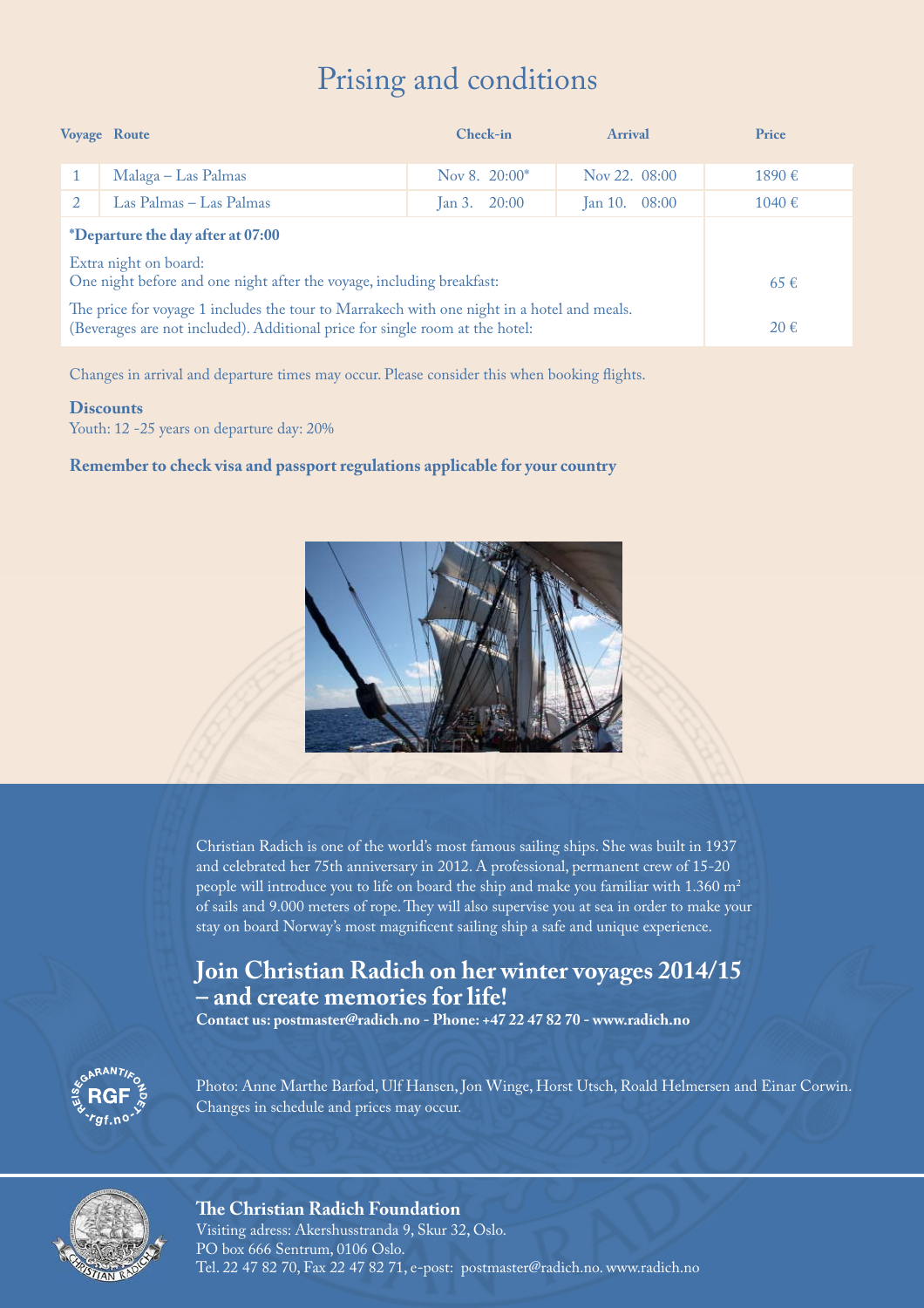# Prising and conditions

| Voyage | Route | Check-in | Arrival | Price |
|---|---|---|---|---|
| 1 | Malaga – Las Palmas | Nov 8. 20:00* | Nov 22. 08:00 | 1890 € |
| 2 | Las Palmas – Las Palmas | Jan 3. 20:00 | Jan 10. 08:00 | 1040 € |

**\*Departure the day after at 07:00**

Extra night on board:
One night before and one night after the voyage, including breakfast: 65 €

The price for voyage 1 includes the tour to Marrakech with one night in a hotel and meals. (Beverages are not included). Additional price for single room at the hotel: 20 €

Changes in arrival and departure times may occur. Please consider this when booking flights.

**Discounts**
Youth: 12 -25 years on departure day: 20%

**Remember to check visa and passport regulations applicable for your country**

Christian Radich is one of the world's most famous sailing ships. She was built in 1937 and celebrated her 75th anniversary in 2012. A professional, permanent crew of 15-20 people will introduce you to life on board the ship and make you familiar with 1.360 $m^2$ of sails and 9.000 meters of rope. They will also supervise you at sea in order to make your stay on board Norway's most magnificent sailing ship a safe and unique experience.

## Join Christian Radich on her winter voyages 2014/15 – and create memories for life!

**Contact us: postmaster@radich.no - Phone: +47 22 47 82 70 - www.radich.no**

REISEGARANTIFONDET RGF rgf.no

Photo: Anne Marthe Barfod, Ulf Hansen, Jon Winge, Horst Utsch, Roald Helmersen and Einar Corwin.
Changes in schedule and prices may occur.

**The Christian Radich Foundation**
Visiting adress: Akershusstranda 9, Skur 32, Oslo.
PO box 666 Sentrum, 0106 Oslo.
Tel. 22 47 82 70, Fax 22 47 82 71, e-post: postmaster@radich.no. www.radich.no